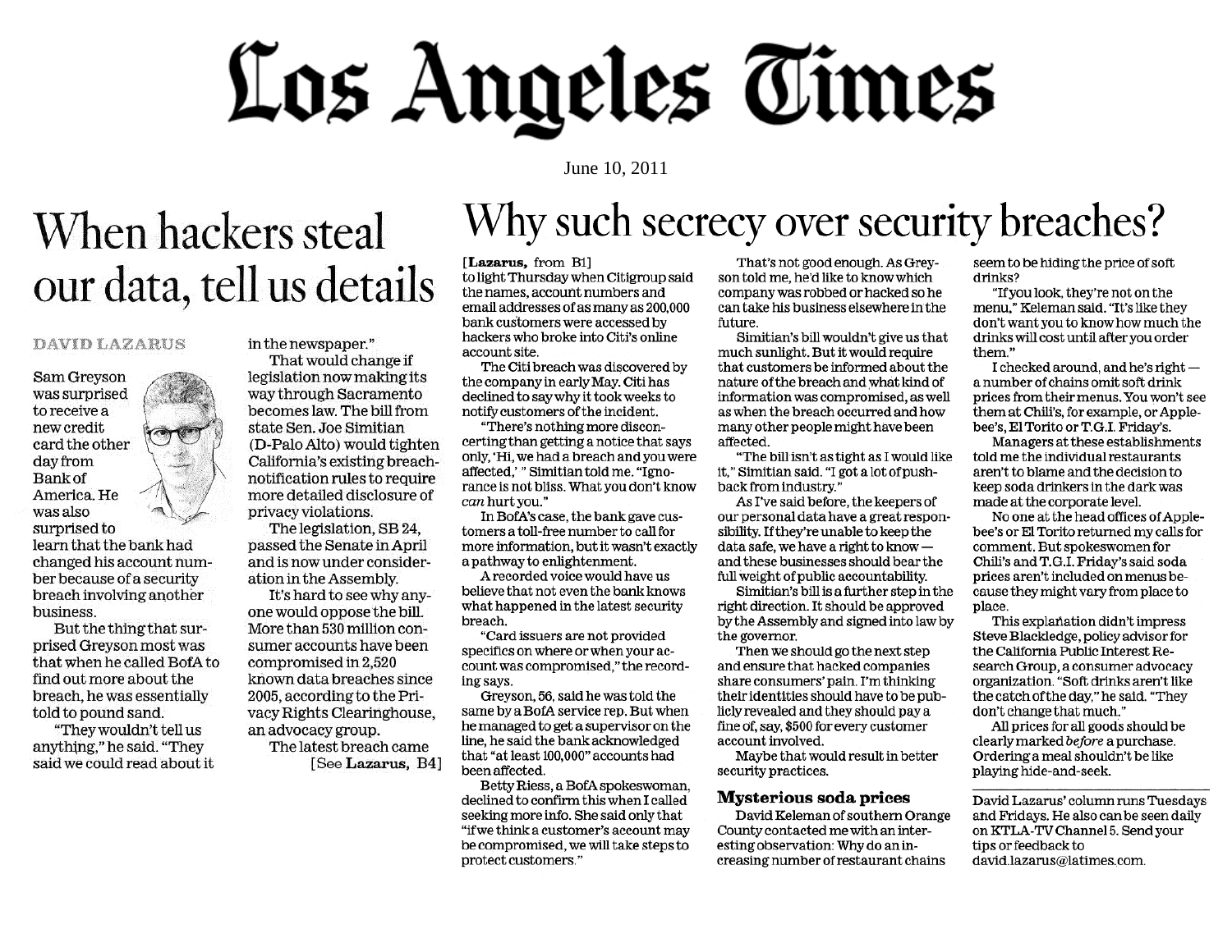# Los Angeles Times

June 10, 2011

## When hackers steal our data, tell us details

DAVID LAZARUS

Sam Greyson was surprised to receive a new credit card the other day from Bank of America. He was also surprised to learn that the bank had changed his account number because of a security breach involving another business.

But the thing that surprised Greyson most was that when he called BofA to find out more about the breach, he was essentially told to pound sand.

"They wouldn't tell us anything," he said. "They said we could read about it in the newspaper."

That would change if legislation now making its way through Sacramento becomes law. The bill from state Sen. Joe Simitian (D-Palo Alto) would tighten California's existing breach-notification rules to require more detailed disclosure of privacy violations.

The legislation, SB 24, passed the Senate in April and is now under consideration in the Assembly.

It's hard to see why anyone would oppose the bill. More than 530 million consumer accounts have been compromised in 2,520 known data breaches since 2005, according to the Privacy Rights Clearinghouse, an advocacy group.

The latest breach came [See **Lazarus**, B4]

## Why such secrecy over security breaches?

[**Lazarus**, from B1]

to light Thursday when Citigroup said the names, account numbers and email addresses of as many as 200,000 bank customers were accessed by hackers who broke into Citi's online account site.

The Citi breach was discovered by the company in early May. Citi has declined to say why it took weeks to notify customers of the incident.

"There's nothing more disconcerting than getting a notice that says only, 'Hi, we had a breach and you were affected,' " Simitian told me. "Ignorance is not bliss. What you don't know *can* hurt you."

In BofA's case, the bank gave customers a toll-free number to call for more information, but it wasn't exactly a pathway to enlightenment.

A recorded voice would have us believe that not even the bank knows what happened in the latest security breach.

"Card issuers are not provided specifics on where or when your account was compromised," the recording says.

Greyson, 56, said he was told the same by a BofA service rep. But when he managed to get a supervisor on the line, he said the bank acknowledged that "at least 100,000" accounts had been affected.

Betty Riess, a BofA spokeswoman, declined to confirm this when I called seeking more info. She said only that "if we think a customer's account may be compromised, we will take steps to protect customers."

That's not good enough. As Greyson told me, he'd like to know which company was robbed or hacked so he can take his business elsewhere in the future.

Simitian's bill wouldn't give us that much sunlight. But it would require that customers be informed about the nature of the breach and what kind of information was compromised, as well as when the breach occurred and how many other people might have been affected.

"The bill isn't as tight as I would like it," Simitian said. "I got a lot of pushback from industry."

As I've said before, the keepers of our personal data have a great responsibility. If they're unable to keep the data safe, we have a right to know — and these businesses should bear the full weight of public accountability.

Simitian's bill is a further step in the right direction. It should be approved by the Assembly and signed into law by the governor.

Then we should go the next step and ensure that hacked companies share consumers' pain. I'm thinking their identities should have to be publicly revealed and they should pay a fine of, say, $500 for every customer account involved.

Maybe that would result in better security practices.

### Mysterious soda prices

David Keleman of southern Orange County contacted me with an interesting observation: Why do an increasing number of restaurant chains seem to be hiding the price of soft drinks?

"If you look, they're not on the menu," Keleman said. "It's like they don't want you to know how much the drinks will cost until after you order them."

I checked around, and he's right — a number of chains omit soft drink prices from their menus. You won't see them at Chili's, for example, or Applebee's, El Torito or T.G.I. Friday's.

Managers at these establishments told me the individual restaurants aren't to blame and the decision to keep soda drinkers in the dark was made at the corporate level.

No one at the head offices of Applebee's or El Torito returned my calls for comment. But spokeswomen for Chili's and T.G.I. Friday's said soda prices aren't included on menus because they might vary from place to place.

This explanation didn't impress Steve Blackledge, policy advisor for the California Public Interest Research Group, a consumer advocacy organization. "Soft drinks aren't like the catch of the day," he said. "They don't change that much."

All prices for all goods should be clearly marked *before* a purchase. Ordering a meal shouldn't be like playing hide-and-seek.

---

David Lazarus' column runs Tuesdays and Fridays. He also can be seen daily on KTLA-TV Channel 5. Send your tips or feedback to david.lazarus@latimes.com.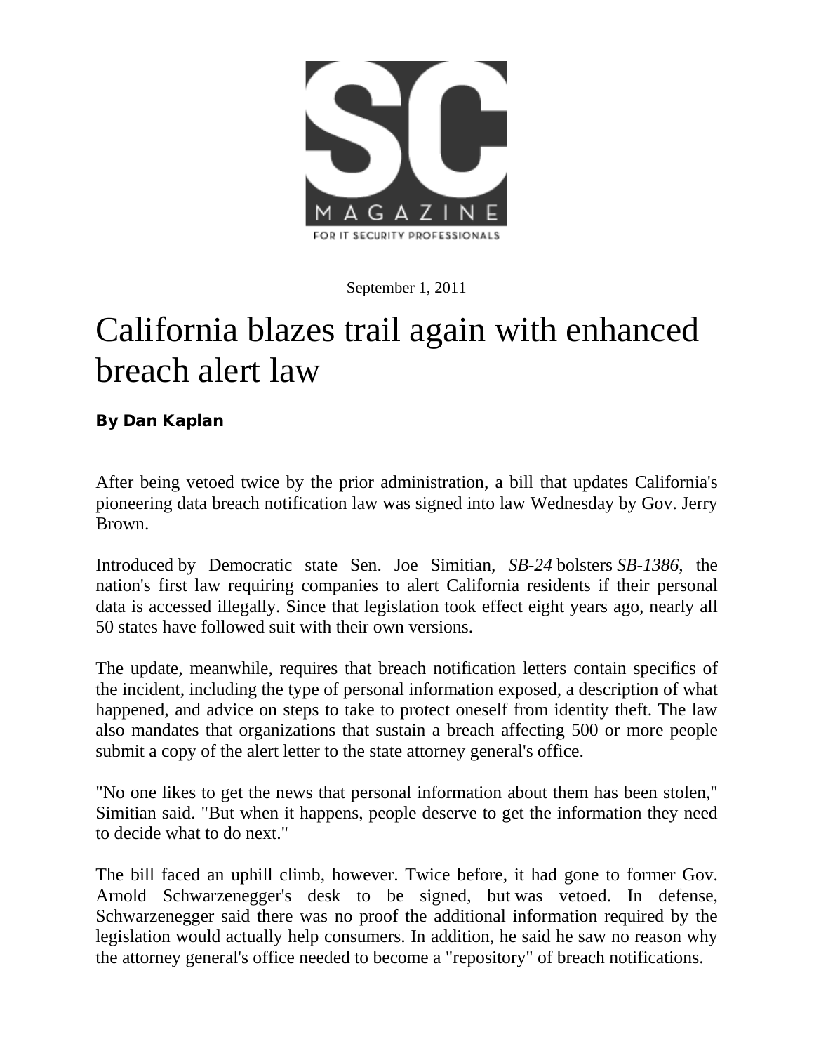**SC MAGAZINE**

FOR IT SECURITY PROFESSIONALS

September 1, 2011

# California blazes trail again with enhanced breach alert law

**By Dan Kaplan**

After being vetoed twice by the prior administration, a bill that updates California's pioneering data breach notification law was signed into law Wednesday by Gov. Jerry Brown.

Introduced by Democratic state Sen. Joe Simitian, *SB-24* bolsters *SB-1386*, the nation's first law requiring companies to alert California residents if their personal data is accessed illegally. Since that legislation took effect eight years ago, nearly all 50 states have followed suit with their own versions.

The update, meanwhile, requires that breach notification letters contain specifics of the incident, including the type of personal information exposed, a description of what happened, and advice on steps to take to protect oneself from identity theft. The law also mandates that organizations that sustain a breach affecting 500 or more people submit a copy of the alert letter to the state attorney general's office.

"No one likes to get the news that personal information about them has been stolen," Simitian said. "But when it happens, people deserve to get the information they need to decide what to do next."

The bill faced an uphill climb, however. Twice before, it had gone to former Gov. Arnold Schwarzenegger's desk to be signed, but was vetoed. In defense, Schwarzenegger said there was no proof the additional information required by the legislation would actually help consumers. In addition, he said he saw no reason why the attorney general's office needed to become a "repository" of breach notifications.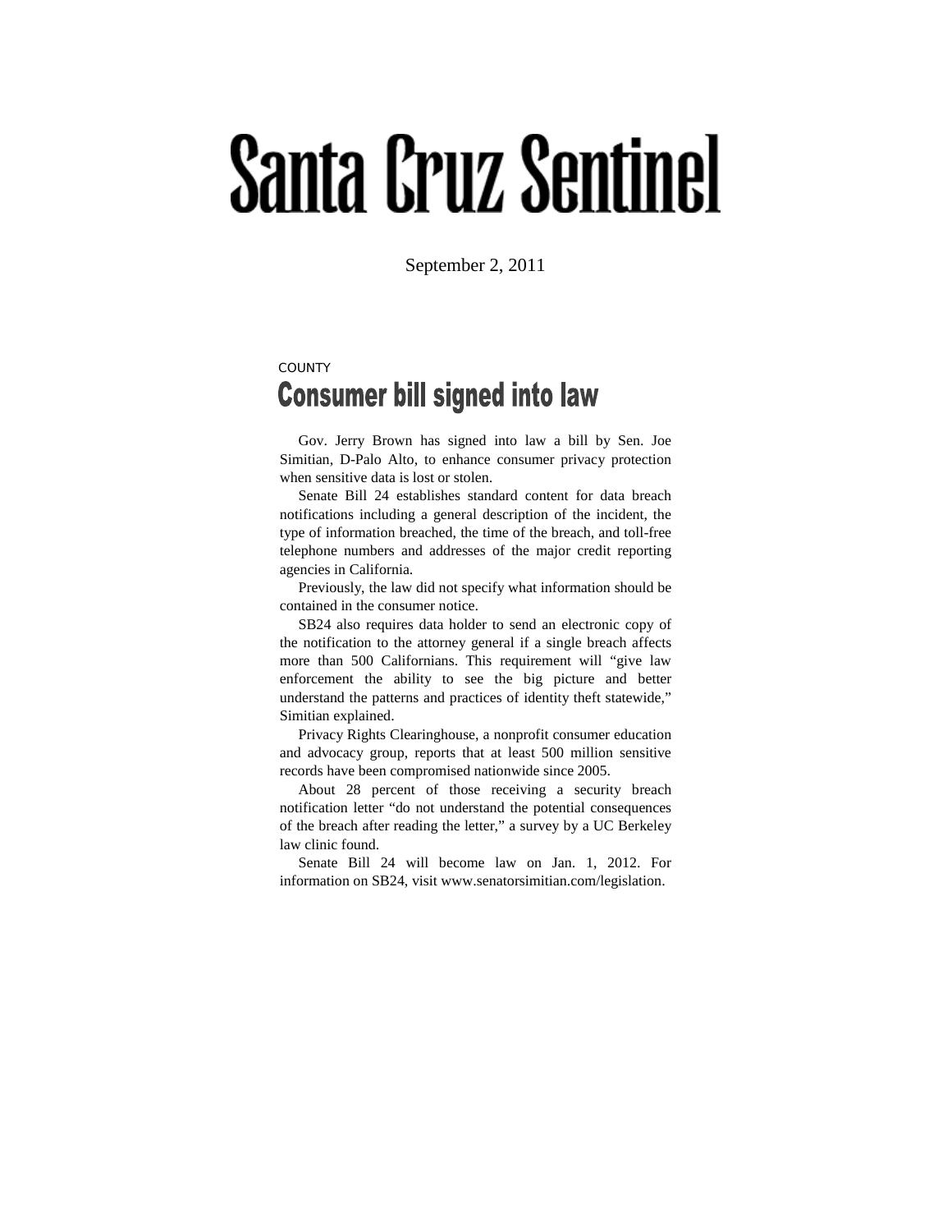# Santa Cruz Sentinel

September 2, 2011

COUNTY

## Consumer bill signed into law

Gov. Jerry Brown has signed into law a bill by Sen. Joe Simitian, D-Palo Alto, to enhance consumer privacy protection when sensitive data is lost or stolen.

Senate Bill 24 establishes standard content for data breach notifications including a general description of the incident, the type of information breached, the time of the breach, and toll-free telephone numbers and addresses of the major credit reporting agencies in California.

Previously, the law did not specify what information should be contained in the consumer notice.

SB24 also requires data holder to send an electronic copy of the notification to the attorney general if a single breach affects more than 500 Californians. This requirement will "give law enforcement the ability to see the big picture and better understand the patterns and practices of identity theft statewide," Simitian explained.

Privacy Rights Clearinghouse, a nonprofit consumer education and advocacy group, reports that at least 500 million sensitive records have been compromised nationwide since 2005.

About 28 percent of those receiving a security breach notification letter "do not understand the potential consequences of the breach after reading the letter," a survey by a UC Berkeley law clinic found.

Senate Bill 24 will become law on Jan. 1, 2012. For information on SB24, visit www.senatorsimitian.com/legislation.